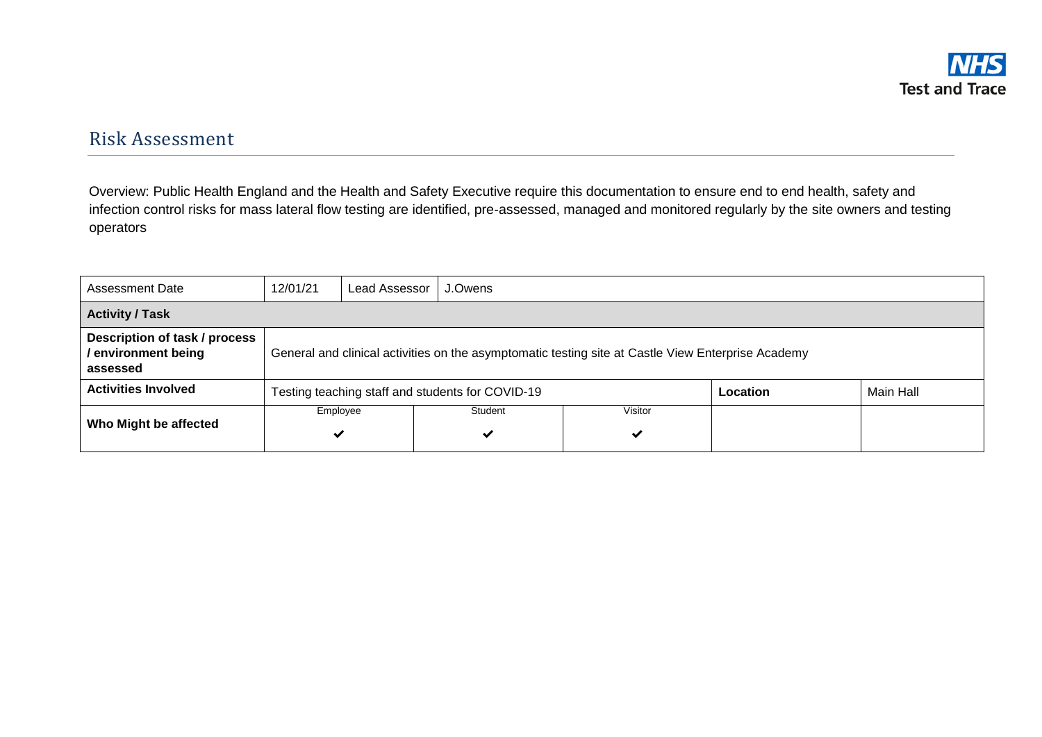NHS
Test and Trace

# Risk Assessment

Overview: Public Health England and the Health and Safety Executive require this documentation to ensure end to end health, safety and infection control risks for mass lateral flow testing are identified, pre-assessed, managed and monitored regularly by the site owners and testing operators

| Assessment Date | 12/01/21 | Lead Assessor | J.Owens | | |
|---|---|---|---|---|---|
| **Activity / Task** | | | | | |
| **Description of task / process / environment being assessed** | General and clinical activities on the asymptomatic testing site at Castle View Enterprise Academy | | | | |
| **Activities Involved** | Testing teaching staff and students for COVID-19 | | | **Location** | Main Hall |
| **Who Might be affected** | Employee ✔ | Student ✔ | Visitor ✔ | | |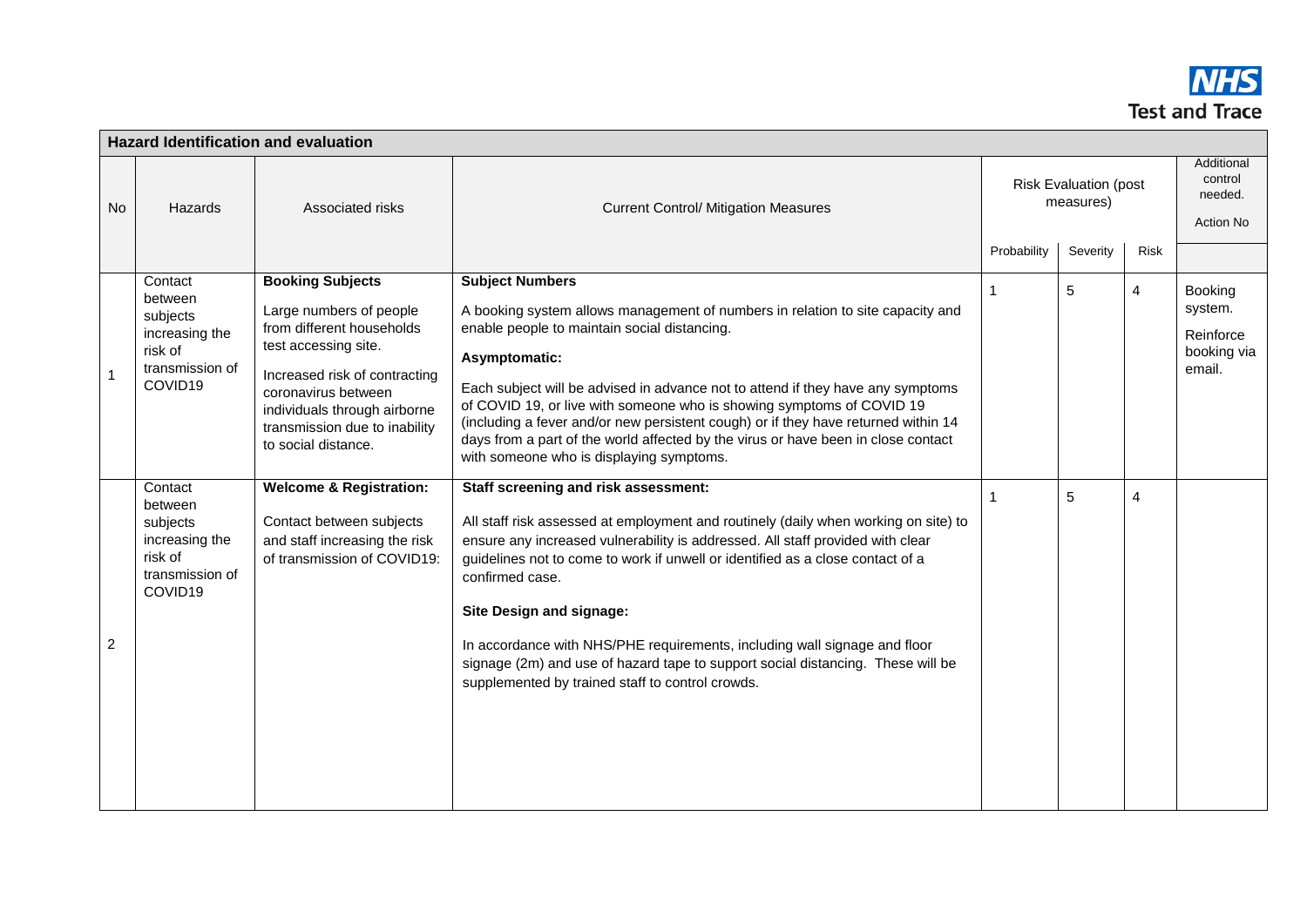**Hazard Identification and evaluation**

| No | Hazards | Associated risks | Current Control/ Mitigation Measures | Risk Evaluation (post measures) | | | Additional control needed. Action No |
|---|---|---|---|---|---|---|---|
| | | | | Probability | Severity | Risk | |
| 1 | Contact between subjects increasing the risk of transmission of COVID19 | **Booking Subjects**<br><br>Large numbers of people from different households test accessing site.<br><br>Increased risk of contracting coronavirus between individuals through airborne transmission due to inability to social distance. | **Subject Numbers**<br><br>A booking system allows management of numbers in relation to site capacity and enable people to maintain social distancing.<br><br>**Asymptomatic:**<br><br>Each subject will be advised in advance not to attend if they have any symptoms of COVID 19, or live with someone who is showing symptoms of COVID 19 (including a fever and/or new persistent cough) or if they have returned within 14 days from a part of the world affected by the virus or have been in close contact with someone who is displaying symptoms. | 1 | 5 | 4 | Booking system.<br><br>Reinforce booking via email. |
| 2 | Contact between subjects increasing the risk of transmission of COVID19 | **Welcome & Registration:**<br><br>Contact between subjects and staff increasing the risk of transmission of COVID19: | **Staff screening and risk assessment:**<br><br>All staff risk assessed at employment and routinely (daily when working on site) to ensure any increased vulnerability is addressed. All staff provided with clear guidelines not to come to work if unwell or identified as a close contact of a confirmed case.<br><br>**Site Design and signage:**<br><br>In accordance with NHS/PHE requirements, including wall signage and floor signage (2m) and use of hazard tape to support social distancing. These will be supplemented by trained staff to control crowds. | 1 | 5 | 4 | |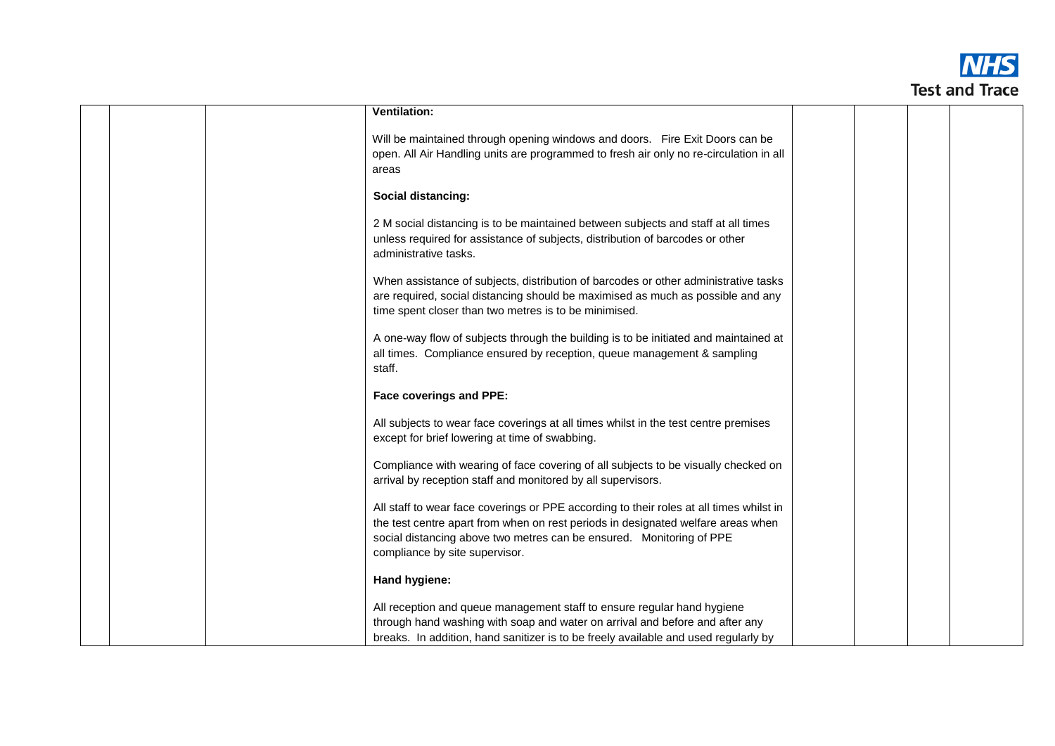| | | | | | | | |
|---|---|---|---|---|---|---|---|
| | | | **Ventilation:**<br><br>Will be maintained through opening windows and doors. Fire Exit Doors can be open. All Air Handling units are programmed to fresh air only no re-circulation in all areas<br><br>**Social distancing:**<br><br>2 M social distancing is to be maintained between subjects and staff at all times unless required for assistance of subjects, distribution of barcodes or other administrative tasks.<br><br>When assistance of subjects, distribution of barcodes or other administrative tasks are required, social distancing should be maximised as much as possible and any time spent closer than two metres is to be minimised.<br><br>A one-way flow of subjects through the building is to be initiated and maintained at all times. Compliance ensured by reception, queue management & sampling staff.<br><br>**Face coverings and PPE:**<br><br>All subjects to wear face coverings at all times whilst in the test centre premises except for brief lowering at time of swabbing.<br><br>Compliance with wearing of face covering of all subjects to be visually checked on arrival by reception staff and monitored by all supervisors.<br><br>All staff to wear face coverings or PPE according to their roles at all times whilst in the test centre apart from when on rest periods in designated welfare areas when social distancing above two metres can be ensured. Monitoring of PPE compliance by site supervisor.<br><br>**Hand hygiene:**<br><br>All reception and queue management staff to ensure regular hand hygiene through hand washing with soap and water on arrival and before and after any breaks. In addition, hand sanitizer is to be freely available and used regularly by | | | | |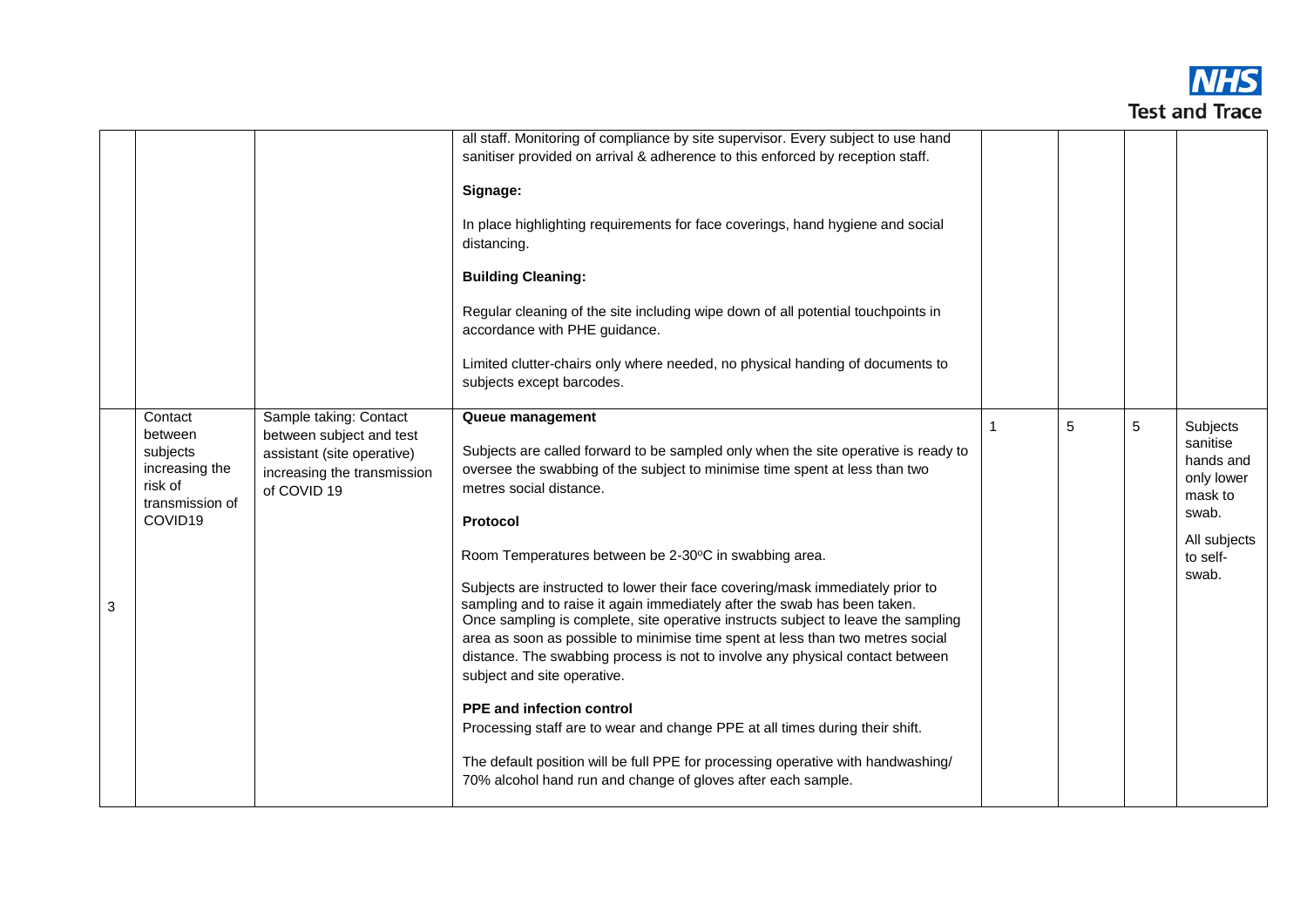| | | | | | | | |
|---|---|---|---|---|---|---|---|
| | | | all staff. Monitoring of compliance by site supervisor. Every subject to use hand sanitiser provided on arrival & adherence to this enforced by reception staff.<br><br>**Signage:**<br><br>In place highlighting requirements for face coverings, hand hygiene and social distancing.<br><br>**Building Cleaning:**<br><br>Regular cleaning of the site including wipe down of all potential touchpoints in accordance with PHE guidance.<br><br>Limited clutter-chairs only where needed, no physical handing of documents to subjects except barcodes. | | | | |
| 3 | Contact between subjects increasing the risk of transmission of COVID19 | Sample taking: Contact between subject and test assistant (site operative) increasing the transmission of COVID 19 | **Queue management**<br><br>Subjects are called forward to be sampled only when the site operative is ready to oversee the swabbing of the subject to minimise time spent at less than two metres social distance.<br><br>**Protocol**<br><br>Room Temperatures between be 2-30ºC in swabbing area.<br><br>Subjects are instructed to lower their face covering/mask immediately prior to sampling and to raise it again immediately after the swab has been taken. Once sampling is complete, site operative instructs subject to leave the sampling area as soon as possible to minimise time spent at less than two metres social distance. The swabbing process is not to involve any physical contact between subject and site operative.<br><br>**PPE and infection control**<br><br>Processing staff are to wear and change PPE at all times during their shift.<br><br>The default position will be full PPE for processing operative with handwashing/ 70% alcohol hand run and change of gloves after each sample. | 1 | 5 | 5 | Subjects sanitise hands and only lower mask to swab.<br><br>All subjects to self-swab. |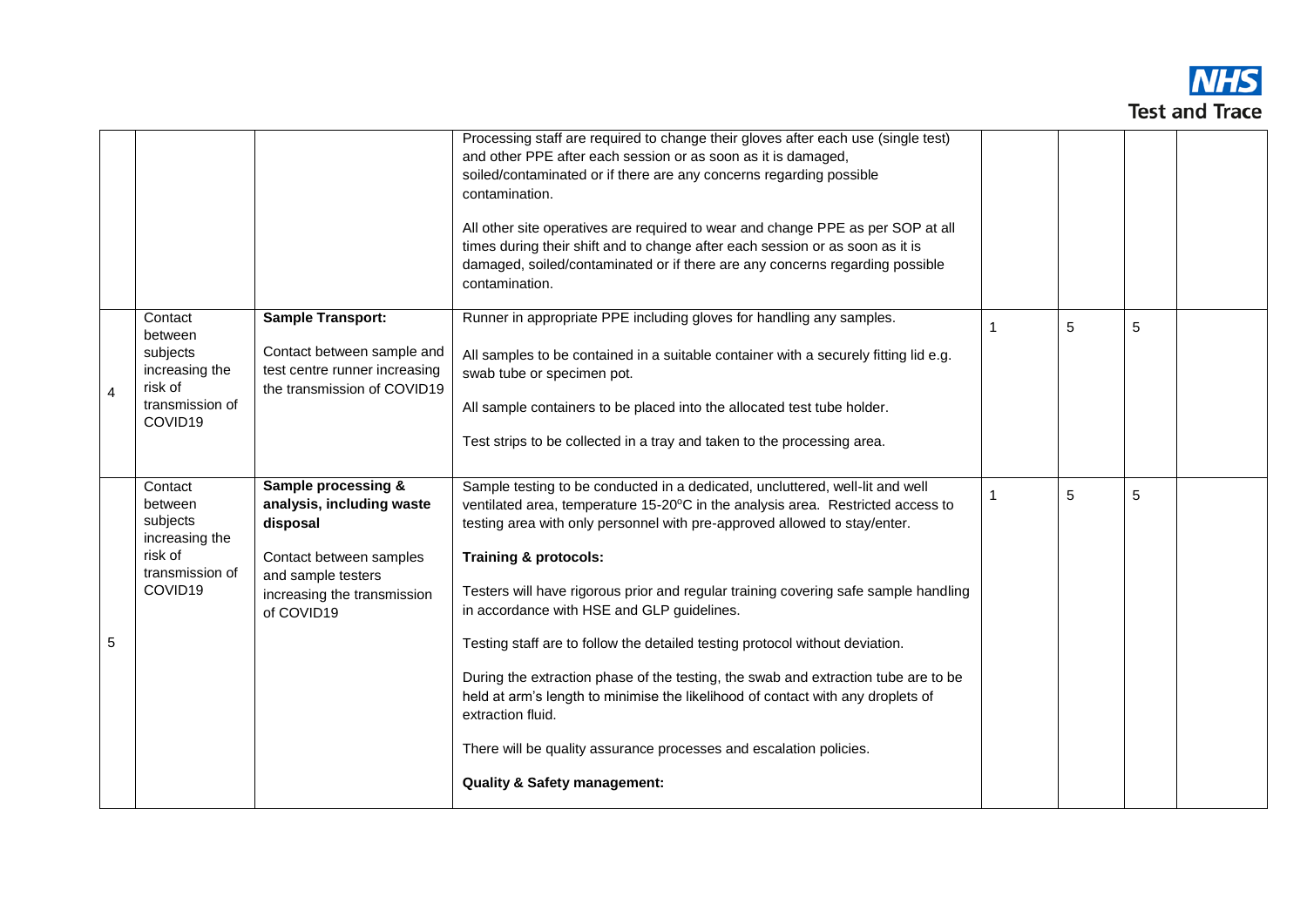| | | | | | | | |
|---|---|---|---|---|---|---|---|
| | | | Processing staff are required to change their gloves after each use (single test) and other PPE after each session or as soon as it is damaged, soiled/contaminated or if there are any concerns regarding possible contamination.<br><br>All other site operatives are required to wear and change PPE as per SOP at all times during their shift and to change after each session or as soon as it is damaged, soiled/contaminated or if there are any concerns regarding possible contamination. | | | | |
| 4 | Contact between subjects increasing the risk of transmission of COVID19 | **Sample Transport:**<br><br>Contact between sample and test centre runner increasing the transmission of COVID19 | Runner in appropriate PPE including gloves for handling any samples.<br><br>All samples to be contained in a suitable container with a securely fitting lid e.g. swab tube or specimen pot.<br><br>All sample containers to be placed into the allocated test tube holder.<br><br>Test strips to be collected in a tray and taken to the processing area. | 1 | 5 | 5 | |
| 5 | Contact between subjects increasing the risk of transmission of COVID19 | **Sample processing & analysis, including waste disposal**<br><br>Contact between samples and sample testers increasing the transmission of COVID19 | Sample testing to be conducted in a dedicated, uncluttered, well-lit and well ventilated area, temperature 15-20°C in the analysis area. Restricted access to testing area with only personnel with pre-approved allowed to stay/enter.<br><br>**Training & protocols:**<br><br>Testers will have rigorous prior and regular training covering safe sample handling in accordance with HSE and GLP guidelines.<br><br>Testing staff are to follow the detailed testing protocol without deviation.<br><br>During the extraction phase of the testing, the swab and extraction tube are to be held at arm's length to minimise the likelihood of contact with any droplets of extraction fluid.<br><br>There will be quality assurance processes and escalation policies.<br><br>**Quality & Safety management:** | 1 | 5 | 5 | |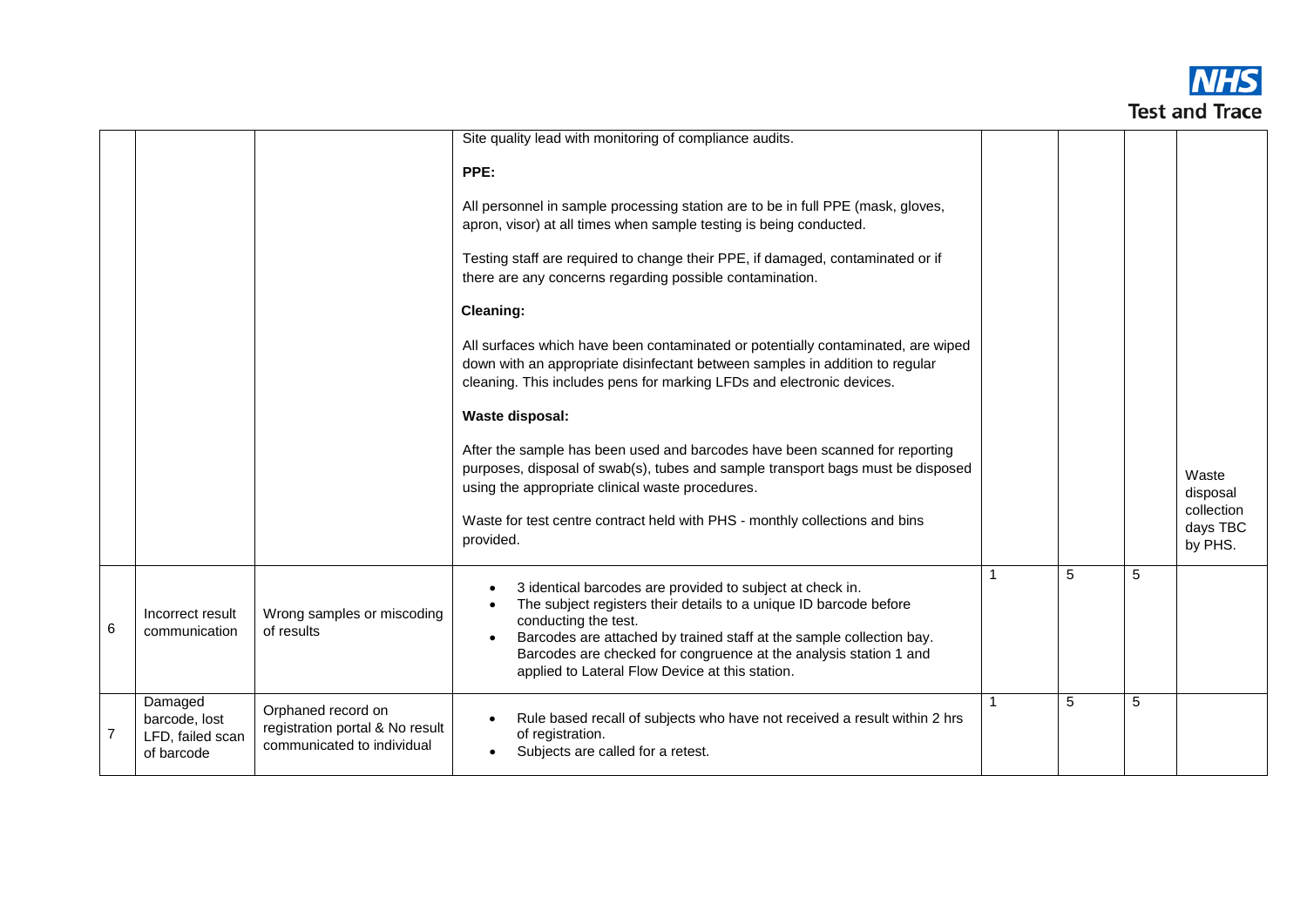| | | | | | | | |
|---|---|---|---|---|---|---|---|
| | | | Site quality lead with monitoring of compliance audits.<br><br>**PPE:**<br><br>All personnel in sample processing station are to be in full PPE (mask, gloves, apron, visor) at all times when sample testing is being conducted.<br><br>Testing staff are required to change their PPE, if damaged, contaminated or if there are any concerns regarding possible contamination.<br><br>**Cleaning:**<br><br>All surfaces which have been contaminated or potentially contaminated, are wiped down with an appropriate disinfectant between samples in addition to regular cleaning. This includes pens for marking LFDs and electronic devices.<br><br>**Waste disposal:**<br><br>After the sample has been used and barcodes have been scanned for reporting purposes, disposal of swab(s), tubes and sample transport bags must be disposed using the appropriate clinical waste procedures.<br><br>Waste for test centre contract held with PHS - monthly collections and bins provided. | | | | Waste disposal collection days TBC by PHS. |
| 6 | Incorrect result communication | Wrong samples or miscoding of results | • 3 identical barcodes are provided to subject at check in.<br>• The subject registers their details to a unique ID barcode before conducting the test.<br>• Barcodes are attached by trained staff at the sample collection bay. Barcodes are checked for congruence at the analysis station 1 and applied to Lateral Flow Device at this station. | 1 | 5 | 5 | |
| 7 | Damaged barcode, lost LFD, failed scan of barcode | Orphaned record on registration portal & No result communicated to individual | • Rule based recall of subjects who have not received a result within 2 hrs of registration.<br>• Subjects are called for a retest. | 1 | 5 | 5 | |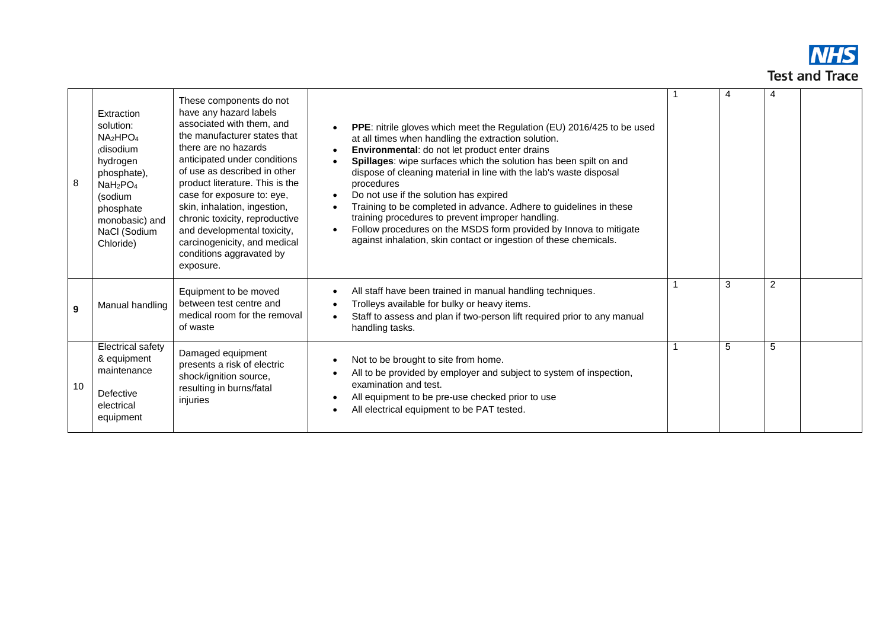| | | | | | | | |
|---|---|---|---|---|---|---|---|
| 8 | Extraction solution: $NA_2HPO_4$ (disodium hydrogen phosphate), $NaH_2PO_4$ (sodium phosphate monobasic) and NaCl (Sodium Chloride) | These components do not have any hazard labels associated with them, and the manufacturer states that there are no hazards anticipated under conditions of use as described in other product literature. This is the case for exposure to: eye, skin, inhalation, ingestion, chronic toxicity, reproductive and developmental toxicity, carcinogenicity, and medical conditions aggravated by exposure. | • **PPE**: nitrile gloves which meet the Regulation (EU) 2016/425 to be used at all times when handling the extraction solution.<br>• **Environmental**: do not let product enter drains<br>• **Spillages**: wipe surfaces which the solution has been spilt on and dispose of cleaning material in line with the lab's waste disposal procedures<br>• Do not use if the solution has expired<br>• Training to be completed in advance. Adhere to guidelines in these training procedures to prevent improper handling.<br>• Follow procedures on the MSDS form provided by Innova to mitigate against inhalation, skin contact or ingestion of these chemicals. | 1 | 4 | 4 | |
| **9** | Manual handling | Equipment to be moved between test centre and medical room for the removal of waste | • All staff have been trained in manual handling techniques.<br>• Trolleys available for bulky or heavy items.<br>• Staff to assess and plan if two-person lift required prior to any manual handling tasks. | 1 | 3 | 2 | |
| 10 | Electrical safety & equipment maintenance<br><br>Defective electrical equipment | Damaged equipment presents a risk of electric shock/ignition source, resulting in burns/fatal injuries | • Not to be brought to site from home.<br>• All to be provided by employer and subject to system of inspection, examination and test.<br>• All equipment to be pre-use checked prior to use<br>• All electrical equipment to be PAT tested. | 1 | 5 | 5 | |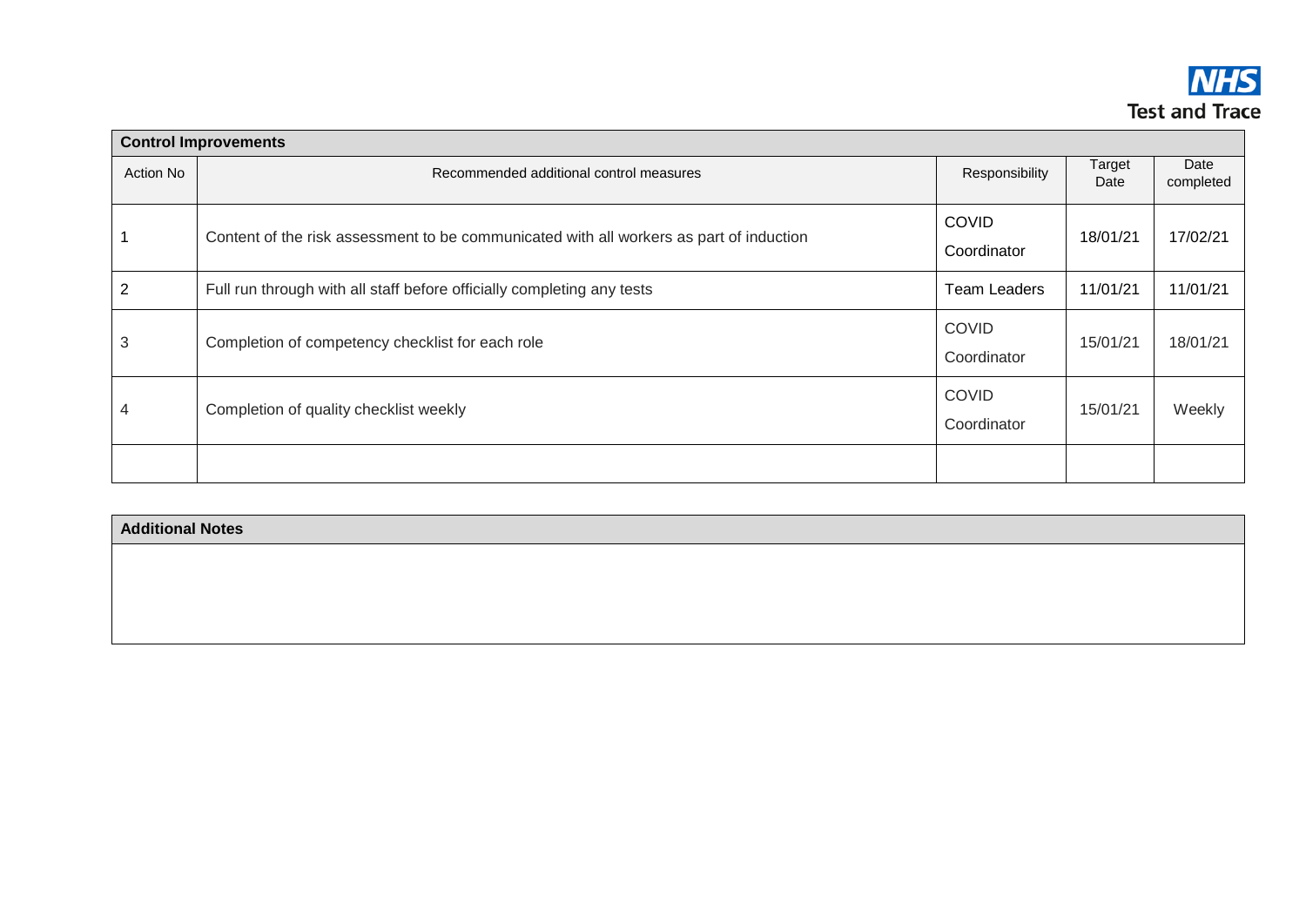| Control Improvements | | | | |
|---|---|---|---|---|
| Action No | Recommended additional control measures | Responsibility | Target Date | Date completed |
| 1 | Content of the risk assessment to be communicated with all workers as part of induction | COVID Coordinator | 18/01/21 | 17/02/21 |
| 2 | Full run through with all staff before officially completing any tests | Team Leaders | 11/01/21 | 11/01/21 |
| 3 | Completion of competency checklist for each role | COVID Coordinator | 15/01/21 | 18/01/21 |
| 4 | Completion of quality checklist weekly | COVID Coordinator | 15/01/21 | Weekly |
| | | | | |

| Additional Notes |
|---|
| |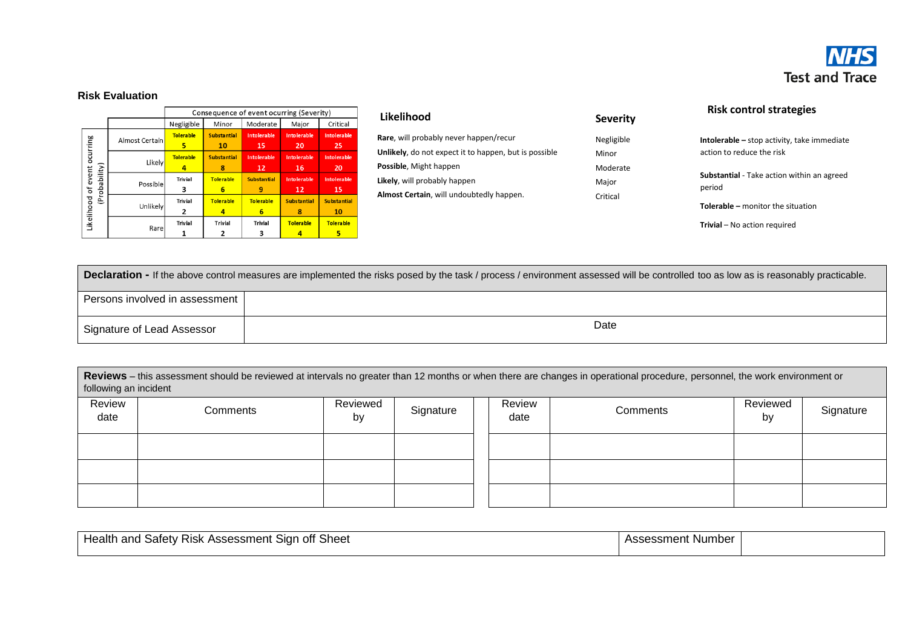NHS Test and Trace

## Risk Evaluation

| Likelihood of event ocurring (Probability) | | Consequence of event ocurring (Severity) | | | | |
|---|---|---|---|---|---|---|
| | | Negligible | Minor | Moderate | Major | Critical |
| | Almost Certain | Tolerable 5 | Substantial 10 | Intolerable 15 | Intolerable 20 | Intolerable 25 |
| | Likely | Tolerable 4 | Substantial 8 | Intolerable 12 | Intolerable 16 | Intolerable 20 |
| | Possible | Trivial 3 | Tolerable 6 | Substantial 9 | Intolerable 12 | Intolerable 15 |
| | Unlikely | Trivial 2 | Tolerable 4 | Tolerable 6 | Substantial 8 | Substantial 10 |
| | Rare | Trivial 1 | Trivial 2 | Trivial 3 | Tolerable 4 | Tolerable 5 |

### Likelihood

**Rare**, will probably never happen/recur

**Unlikely**, do not expect it to happen, but is possible

**Possible**, Might happen

**Likely**, will probably happen

**Almost Certain**, will undoubtedly happen.

### Severity

Negligible

Minor

Moderate

Major

Critical

### Risk control strategies

**Intolerable –** stop activity, take immediate action to reduce the risk

**Substantial** - Take action within an agreed period

**Tolerable –** monitor the situation

**Trivial** – No action required

| **Declaration -** If the above control measures are implemented the risks posed by the task / process / environment assessed will be controlled too as low as is reasonably practicable. | |
|---|---|
| Persons involved in assessment | |
| Signature of Lead Assessor | Date |

**Reviews** – this assessment should be reviewed at intervals no greater than 12 months or when there are changes in operational procedure, personnel, the work environment or following an incident

| Review date | Comments | Reviewed by | Signature | Review date | Comments | Reviewed by | Signature |
|---|---|---|---|---|---|---|---|
| | | | | | | | |
| | | | | | | | |
| | | | | | | | |

| Health and Safety Risk Assessment Sign off Sheet | Assessment Number | |
|---|---|---|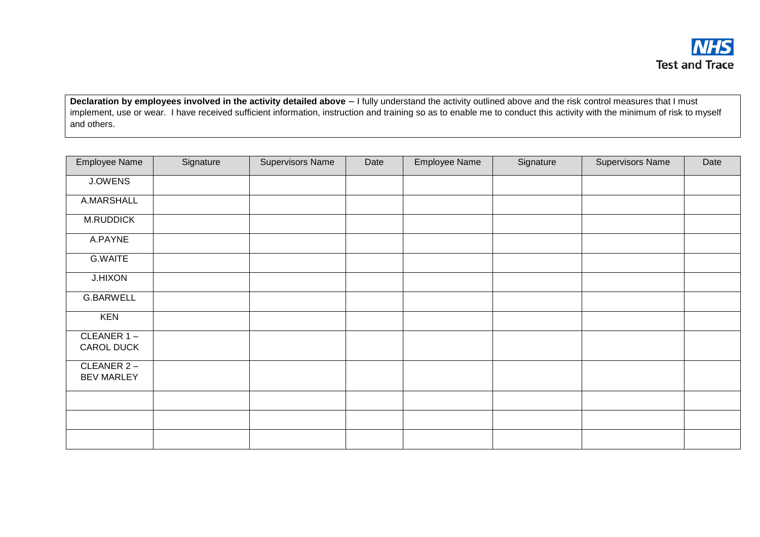NHS Test and Trace

**Declaration by employees involved in the activity detailed above** – I fully understand the activity outlined above and the risk control measures that I must implement, use or wear. I have received sufficient information, instruction and training so as to enable me to conduct this activity with the minimum of risk to myself and others.

| Employee Name | Signature | Supervisors Name | Date | Employee Name | Signature | Supervisors Name | Date |
|---|---|---|---|---|---|---|---|
| J.OWENS | | | | | | | |
| A.MARSHALL | | | | | | | |
| M.RUDDICK | | | | | | | |
| A.PAYNE | | | | | | | |
| G.WAITE | | | | | | | |
| J.HIXON | | | | | | | |
| G.BARWELL | | | | | | | |
| KEN | | | | | | | |
| CLEANER 1 – CAROL DUCK | | | | | | | |
| CLEANER 2 – BEV MARLEY | | | | | | | |
| | | | | | | | |
| | | | | | | | |
| | | | | | | | |